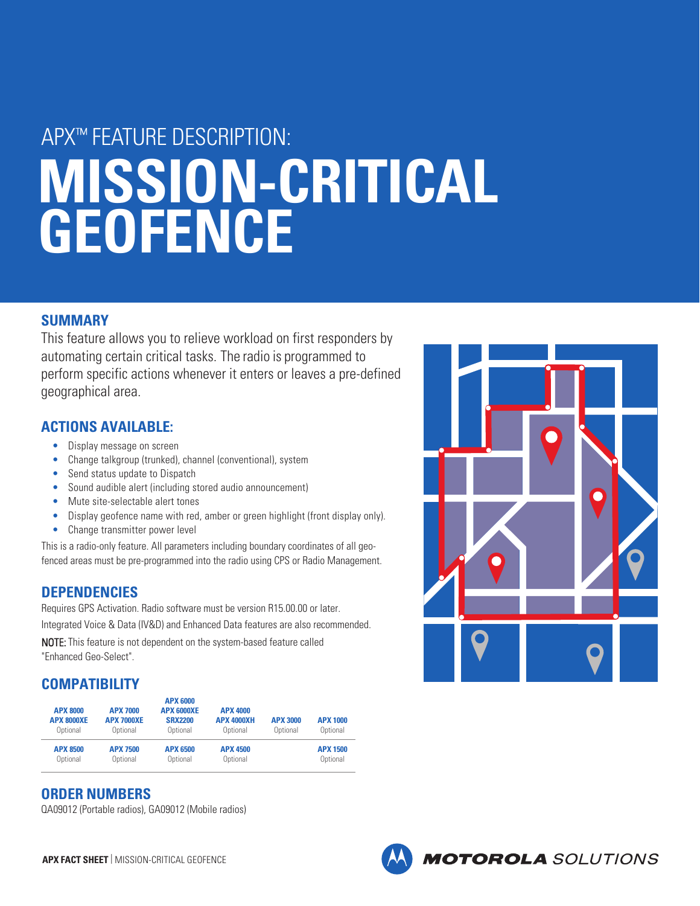APX™ FEATURE DESCRIPTION:

# MISSION-CRITICAL GEOFENCE

## SUMMARY

This feature allows you to relieve workload on first responders by automating certain critical tasks. The radio is programmed to perform specific actions whenever it enters or leaves a pre-defined geographical area.

## ACTIONS AVAILABLE:

- Display message on screen
- Change talkgroup (trunked), channel (conventional), system
- Send status update to Dispatch
- Sound audible alert (including stored audio announcement)
- Mute site-selectable alert tones
- Display geofence name with red, amber or green highlight (front display only).
- Change transmitter power level

This is a radio-only feature. All parameters including boundary coordinates of all geo-fenced areas must be pre-programmed into the radio using CPS or Radio Management.

## DEPENDENCIES

Requires GPS Activation. Radio software must be version R15.00.00 or later.

Integrated Voice & Data (IV&D) and Enhanced Data features are also recommended.

**NOTE:** This feature is not dependent on the system-based feature called "Enhanced Geo-Select".

## COMPATIBILITY

| APX 8000<br>APX 8000XE<br>Optional | APX 7000<br>APX 7000XE<br>Optional | APX 6000<br>APX 6000XE<br>SRX2200<br>Optional | APX 4000<br>APX 4000XH<br>Optional | APX 3000<br>Optional | APX 1000<br>Optional |
|---|---|---|---|---|---|
| APX 8500<br>Optional | APX 7500<br>Optional | APX 6500<br>Optional | APX 4500<br>Optional | | APX 1500<br>Optional |

## ORDER NUMBERS

QA09012 (Portable radios), GA09012 (Mobile radios)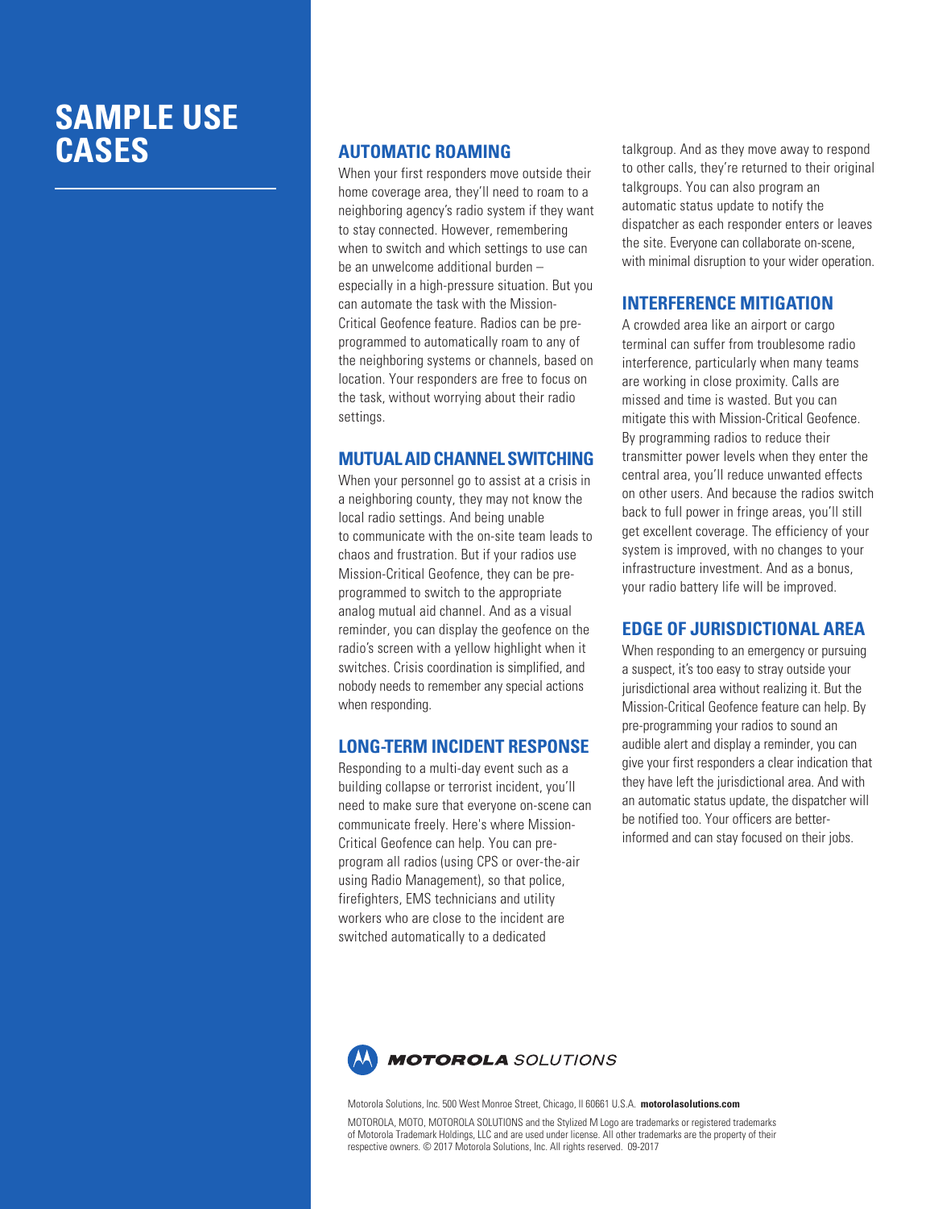# SAMPLE USE CASES

## AUTOMATIC ROAMING

When your first responders move outside their home coverage area, they'll need to roam to a neighboring agency's radio system if they want to stay connected. However, remembering when to switch and which settings to use can be an unwelcome additional burden – especially in a high-pressure situation. But you can automate the task with the Mission-Critical Geofence feature. Radios can be pre-programmed to automatically roam to any of the neighboring systems or channels, based on location. Your responders are free to focus on the task, without worrying about their radio settings.

## MUTUAL AID CHANNEL SWITCHING

When your personnel go to assist at a crisis in a neighboring county, they may not know the local radio settings. And being unable to communicate with the on-site team leads to chaos and frustration. But if your radios use Mission-Critical Geofence, they can be pre-programmed to switch to the appropriate analog mutual aid channel. And as a visual reminder, you can display the geofence on the radio's screen with a yellow highlight when it switches. Crisis coordination is simplified, and nobody needs to remember any special actions when responding.

## LONG-TERM INCIDENT RESPONSE

Responding to a multi-day event such as a building collapse or terrorist incident, you'll need to make sure that everyone on-scene can communicate freely. Here's where Mission-Critical Geofence can help. You can pre-program all radios (using CPS or over-the-air using Radio Management), so that police, firefighters, EMS technicians and utility workers who are close to the incident are switched automatically to a dedicated talkgroup. And as they move away to respond to other calls, they're returned to their original talkgroups. You can also program an automatic status update to notify the dispatcher as each responder enters or leaves the site. Everyone can collaborate on-scene, with minimal disruption to your wider operation.

## INTERFERENCE MITIGATION

A crowded area like an airport or cargo terminal can suffer from troublesome radio interference, particularly when many teams are working in close proximity. Calls are missed and time is wasted. But you can mitigate this with Mission-Critical Geofence. By programming radios to reduce their transmitter power levels when they enter the central area, you'll reduce unwanted effects on other users. And because the radios switch back to full power in fringe areas, you'll still get excellent coverage. The efficiency of your system is improved, with no changes to your infrastructure investment. And as a bonus, your radio battery life will be improved.

## EDGE OF JURISDICTIONAL AREA

When responding to an emergency or pursuing a suspect, it's too easy to stray outside your jurisdictional area without realizing it. But the Mission-Critical Geofence feature can help. By pre-programming your radios to sound an audible alert and display a reminder, you can give your first responders a clear indication that they have left the jurisdictional area. And with an automatic status update, the dispatcher will be notified too. Your officers are better-informed and can stay focused on their jobs.

MOTOROLA SOLUTIONS

Motorola Solutions, Inc. 500 West Monroe Street, Chicago, Il 60661 U.S.A. **motorolasolutions.com**

MOTOROLA, MOTO, MOTOROLA SOLUTIONS and the Stylized M Logo are trademarks or registered trademarks of Motorola Trademark Holdings, LLC and are used under license. All other trademarks are the property of their respective owners. © 2017 Motorola Solutions, Inc. All rights reserved. 09-2017